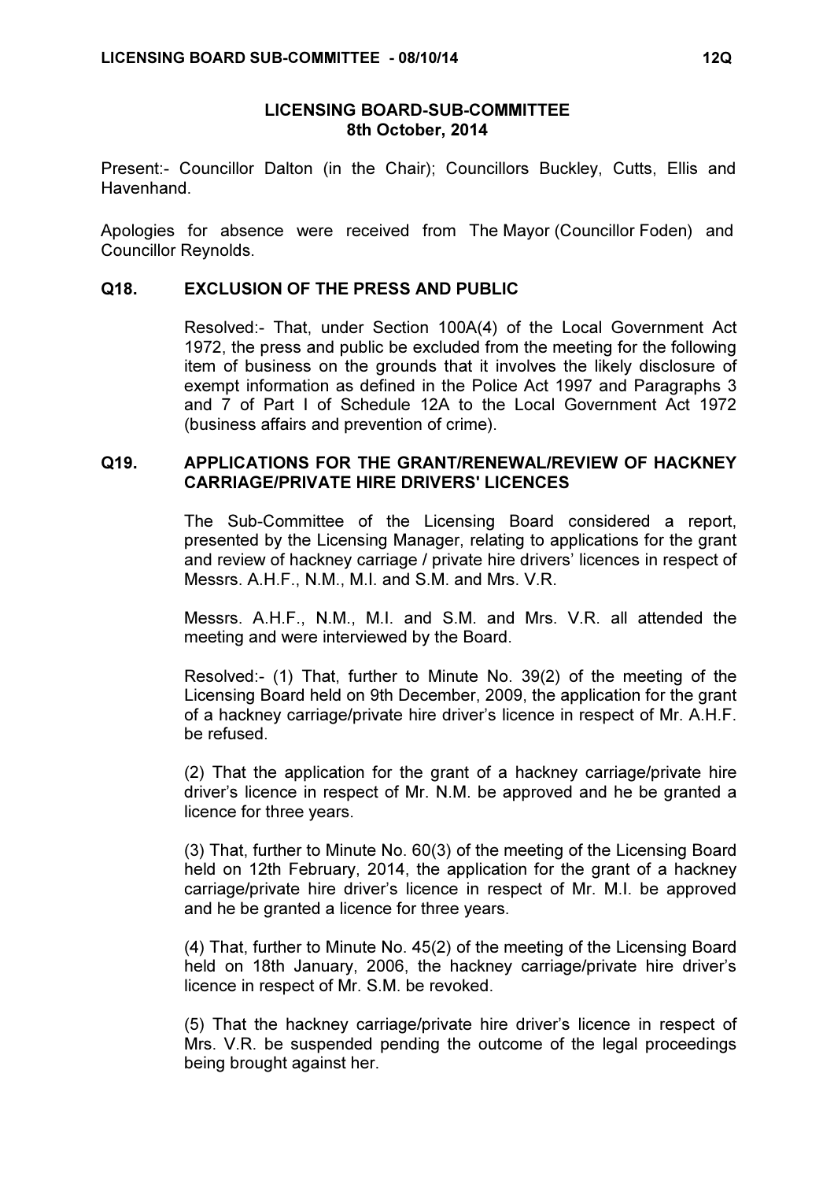## LICENSING BOARD-SUB-COMMITTEE
## 8th October, 2014

Present:- Councillor Dalton (in the Chair); Councillors Buckley, Cutts, Ellis and Havenhand.

Apologies for absence were received from The Mayor (Councillor Foden) and Councillor Reynolds.

### Q18. EXCLUSION OF THE PRESS AND PUBLIC

Resolved:- That, under Section 100A(4) of the Local Government Act 1972, the press and public be excluded from the meeting for the following item of business on the grounds that it involves the likely disclosure of exempt information as defined in the Police Act 1997 and Paragraphs 3 and 7 of Part I of Schedule 12A to the Local Government Act 1972 (business affairs and prevention of crime).

### Q19. APPLICATIONS FOR THE GRANT/RENEWAL/REVIEW OF HACKNEY CARRIAGE/PRIVATE HIRE DRIVERS' LICENCES

The Sub-Committee of the Licensing Board considered a report, presented by the Licensing Manager, relating to applications for the grant and review of hackney carriage / private hire drivers' licences in respect of Messrs. A.H.F., N.M., M.I. and S.M. and Mrs. V.R.

Messrs. A.H.F., N.M., M.I. and S.M. and Mrs. V.R. all attended the meeting and were interviewed by the Board.

Resolved:- (1) That, further to Minute No. 39(2) of the meeting of the Licensing Board held on 9th December, 2009, the application for the grant of a hackney carriage/private hire driver's licence in respect of Mr. A.H.F. be refused.

(2) That the application for the grant of a hackney carriage/private hire driver's licence in respect of Mr. N.M. be approved and he be granted a licence for three years.

(3) That, further to Minute No. 60(3) of the meeting of the Licensing Board held on 12th February, 2014, the application for the grant of a hackney carriage/private hire driver's licence in respect of Mr. M.I. be approved and he be granted a licence for three years.

(4) That, further to Minute No. 45(2) of the meeting of the Licensing Board held on 18th January, 2006, the hackney carriage/private hire driver's licence in respect of Mr. S.M. be revoked.

(5) That the hackney carriage/private hire driver's licence in respect of Mrs. V.R. be suspended pending the outcome of the legal proceedings being brought against her.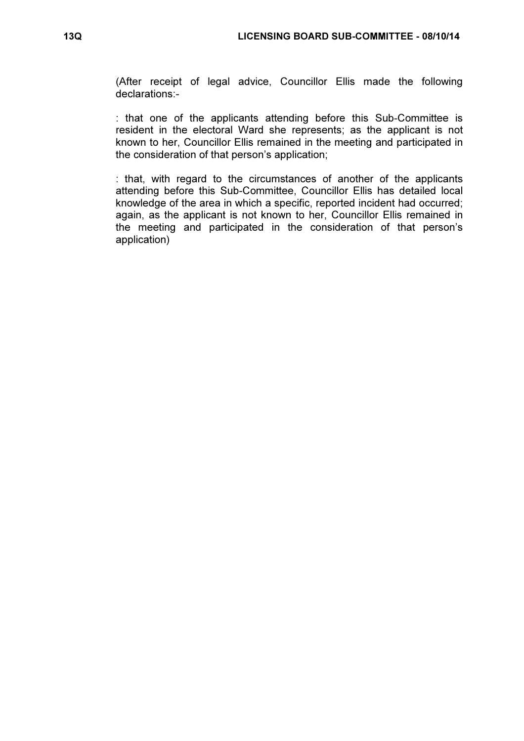(After receipt of legal advice, Councillor Ellis made the following declarations:-

: that one of the applicants attending before this Sub-Committee is resident in the electoral Ward she represents; as the applicant is not known to her, Councillor Ellis remained in the meeting and participated in the consideration of that person's application;

: that, with regard to the circumstances of another of the applicants attending before this Sub-Committee, Councillor Ellis has detailed local knowledge of the area in which a specific, reported incident had occurred; again, as the applicant is not known to her, Councillor Ellis remained in the meeting and participated in the consideration of that person's application)